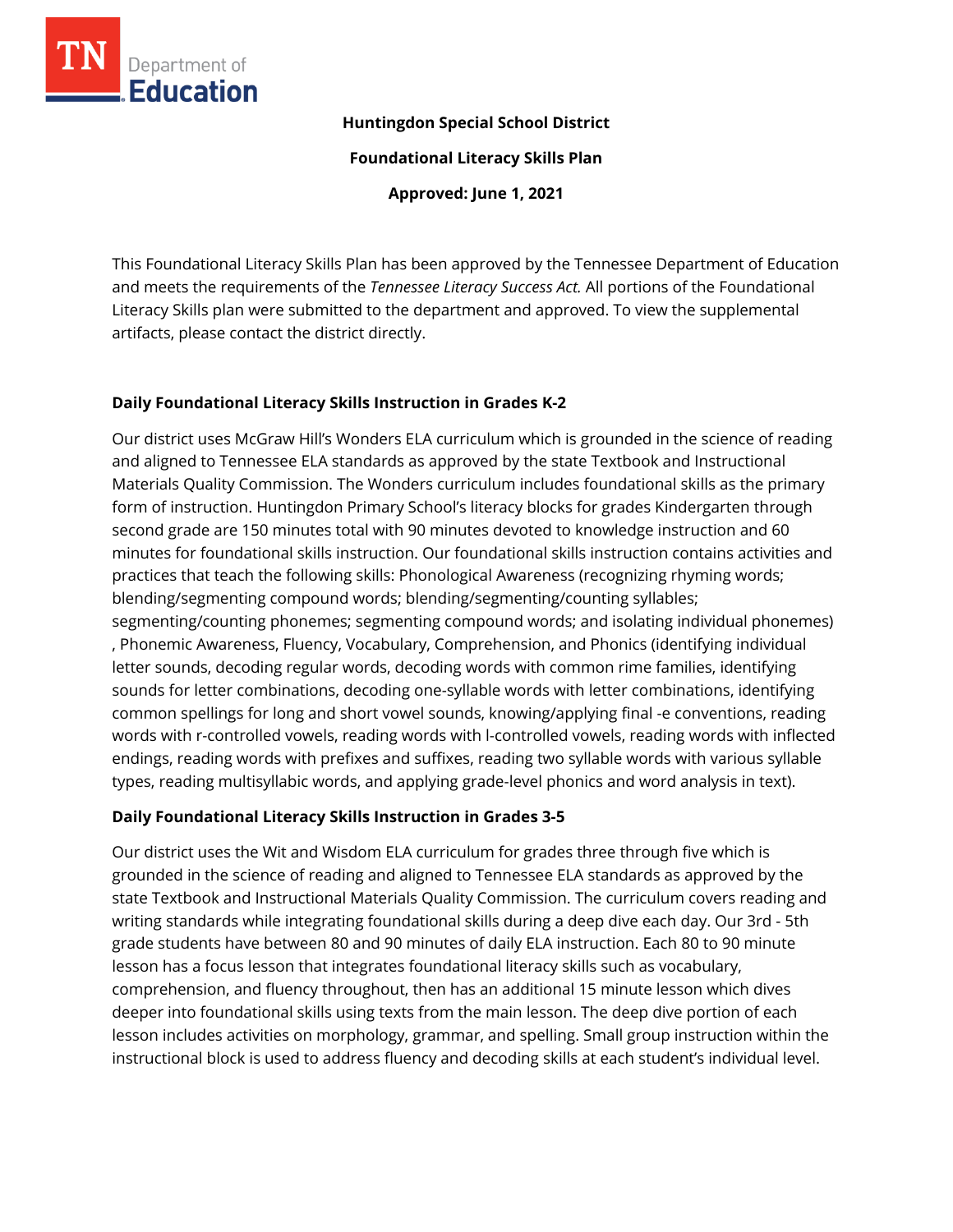**Huntingdon Special School District**

**Foundational Literacy Skills Plan**

**Approved: June 1, 2021**

This Foundational Literacy Skills Plan has been approved by the Tennessee Department of Education and meets the requirements of the *Tennessee Literacy Success Act.* All portions of the Foundational Literacy Skills plan were submitted to the department and approved. To view the supplemental artifacts, please contact the district directly.

## Daily Foundational Literacy Skills Instruction in Grades K-2

Our district uses McGraw Hill's Wonders ELA curriculum which is grounded in the science of reading and aligned to Tennessee ELA standards as approved by the state Textbook and Instructional Materials Quality Commission. The Wonders curriculum includes foundational skills as the primary form of instruction. Huntingdon Primary School's literacy blocks for grades Kindergarten through second grade are 150 minutes total with 90 minutes devoted to knowledge instruction and 60 minutes for foundational skills instruction. Our foundational skills instruction contains activities and practices that teach the following skills: Phonological Awareness (recognizing rhyming words; blending/segmenting compound words; blending/segmenting/counting syllables; segmenting/counting phonemes; segmenting compound words; and isolating individual phonemes) , Phonemic Awareness, Fluency, Vocabulary, Comprehension, and Phonics (identifying individual letter sounds, decoding regular words, decoding words with common rime families, identifying sounds for letter combinations, decoding one-syllable words with letter combinations, identifying common spellings for long and short vowel sounds, knowing/applying final -e conventions, reading words with r-controlled vowels, reading words with l-controlled vowels, reading words with inflected endings, reading words with prefixes and suffixes, reading two syllable words with various syllable types, reading multisyllabic words, and applying grade-level phonics and word analysis in text).

## Daily Foundational Literacy Skills Instruction in Grades 3-5

Our district uses the Wit and Wisdom ELA curriculum for grades three through five which is grounded in the science of reading and aligned to Tennessee ELA standards as approved by the state Textbook and Instructional Materials Quality Commission. The curriculum covers reading and writing standards while integrating foundational skills during a deep dive each day. Our 3rd - 5th grade students have between 80 and 90 minutes of daily ELA instruction. Each 80 to 90 minute lesson has a focus lesson that integrates foundational literacy skills such as vocabulary, comprehension, and fluency throughout, then has an additional 15 minute lesson which dives deeper into foundational skills using texts from the main lesson. The deep dive portion of each lesson includes activities on morphology, grammar, and spelling. Small group instruction within the instructional block is used to address fluency and decoding skills at each student's individual level.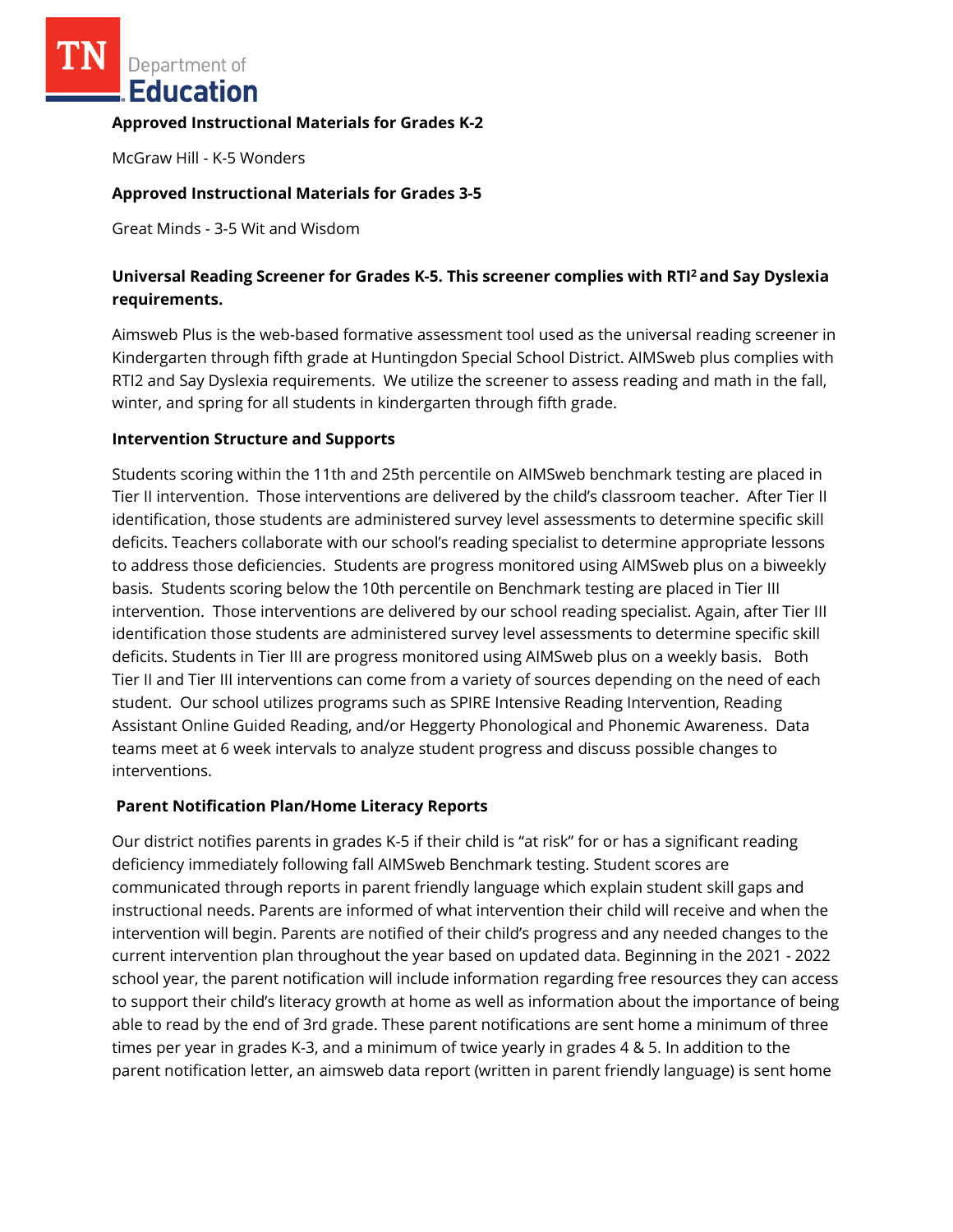**Approved Instructional Materials for Grades K-2**

McGraw Hill - K-5 Wonders

**Approved Instructional Materials for Grades 3-5**

Great Minds - 3-5 Wit and Wisdom

**Universal Reading Screener for Grades K-5. This screener complies with RTI[2] and Say Dyslexia requirements.**

Aimsweb Plus is the web-based formative assessment tool used as the universal reading screener in Kindergarten through fifth grade at Huntingdon Special School District. AIMSweb plus complies with RTI2 and Say Dyslexia requirements. We utilize the screener to assess reading and math in the fall, winter, and spring for all students in kindergarten through fifth grade.

**Intervention Structure and Supports**

Students scoring within the 11th and 25th percentile on AIMSweb benchmark testing are placed in Tier II intervention. Those interventions are delivered by the child's classroom teacher. After Tier II identification, those students are administered survey level assessments to determine specific skill deficits. Teachers collaborate with our school's reading specialist to determine appropriate lessons to address those deficiencies. Students are progress monitored using AIMSweb plus on a biweekly basis. Students scoring below the 10th percentile on Benchmark testing are placed in Tier III intervention. Those interventions are delivered by our school reading specialist. Again, after Tier III identification those students are administered survey level assessments to determine specific skill deficits. Students in Tier III are progress monitored using AIMSweb plus on a weekly basis. Both Tier II and Tier III interventions can come from a variety of sources depending on the need of each student. Our school utilizes programs such as SPIRE Intensive Reading Intervention, Reading Assistant Online Guided Reading, and/or Heggerty Phonological and Phonemic Awareness. Data teams meet at 6 week intervals to analyze student progress and discuss possible changes to interventions.

**Parent Notification Plan/Home Literacy Reports**

Our district notifies parents in grades K-5 if their child is "at risk" for or has a significant reading deficiency immediately following fall AIMSweb Benchmark testing. Student scores are communicated through reports in parent friendly language which explain student skill gaps and instructional needs. Parents are informed of what intervention their child will receive and when the intervention will begin. Parents are notified of their child's progress and any needed changes to the current intervention plan throughout the year based on updated data. Beginning in the 2021 - 2022 school year, the parent notification will include information regarding free resources they can access to support their child's literacy growth at home as well as information about the importance of being able to read by the end of 3rd grade. These parent notifications are sent home a minimum of three times per year in grades K-3, and a minimum of twice yearly in grades 4 & 5. In addition to the parent notification letter, an aimsweb data report (written in parent friendly language) is sent home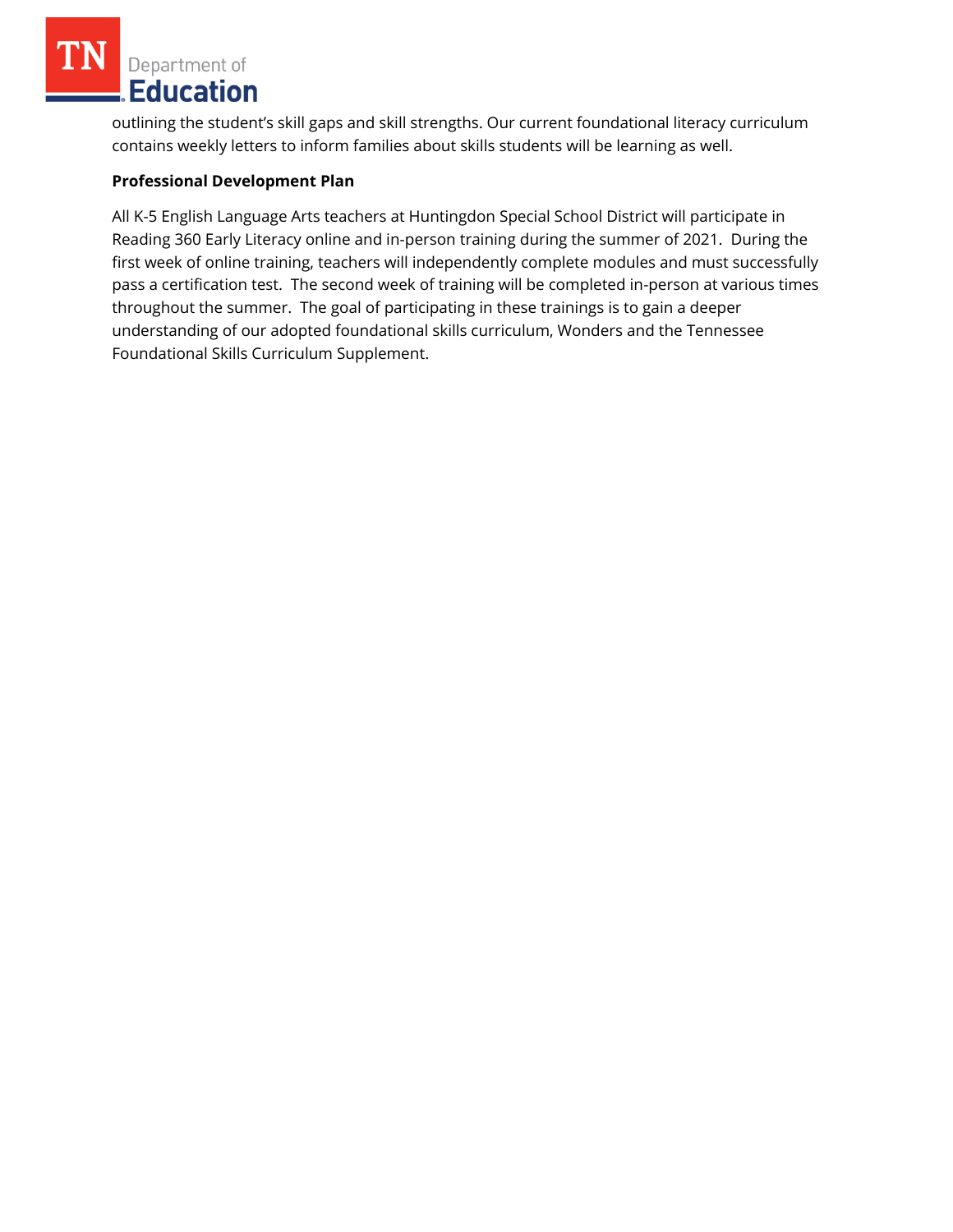outlining the student's skill gaps and skill strengths. Our current foundational literacy curriculum contains weekly letters to inform families about skills students will be learning as well.

**Professional Development Plan**

All K-5 English Language Arts teachers at Huntingdon Special School District will participate in Reading 360 Early Literacy online and in-person training during the summer of 2021. During the first week of online training, teachers will independently complete modules and must successfully pass a certification test. The second week of training will be completed in-person at various times throughout the summer. The goal of participating in these trainings is to gain a deeper understanding of our adopted foundational skills curriculum, Wonders and the Tennessee Foundational Skills Curriculum Supplement.